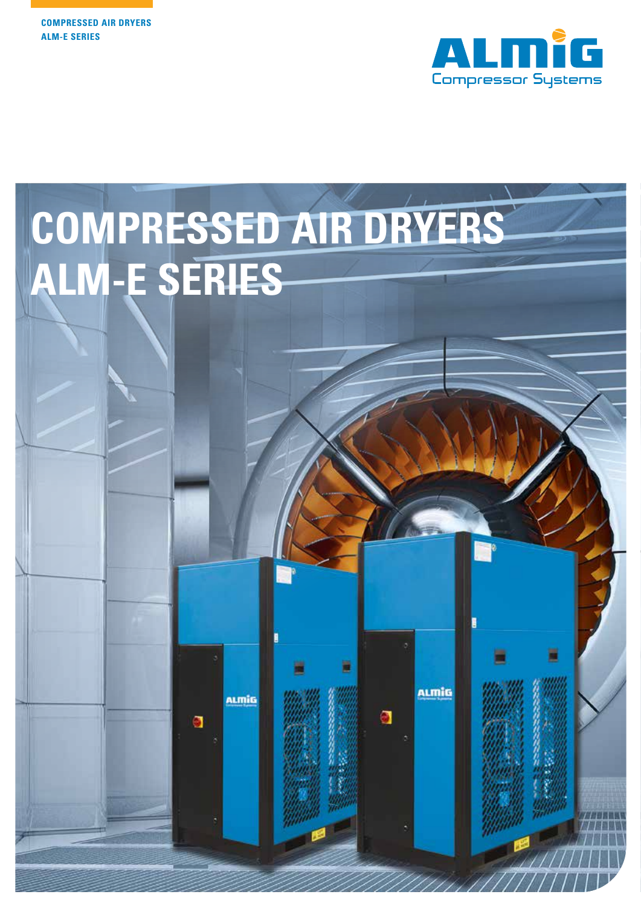COMPRESSED AIR DRYERS
ALM-E SERIES

ALMiG
Compressor Systems

# COMPRESSED AIR DRYERS ALM-E SERIES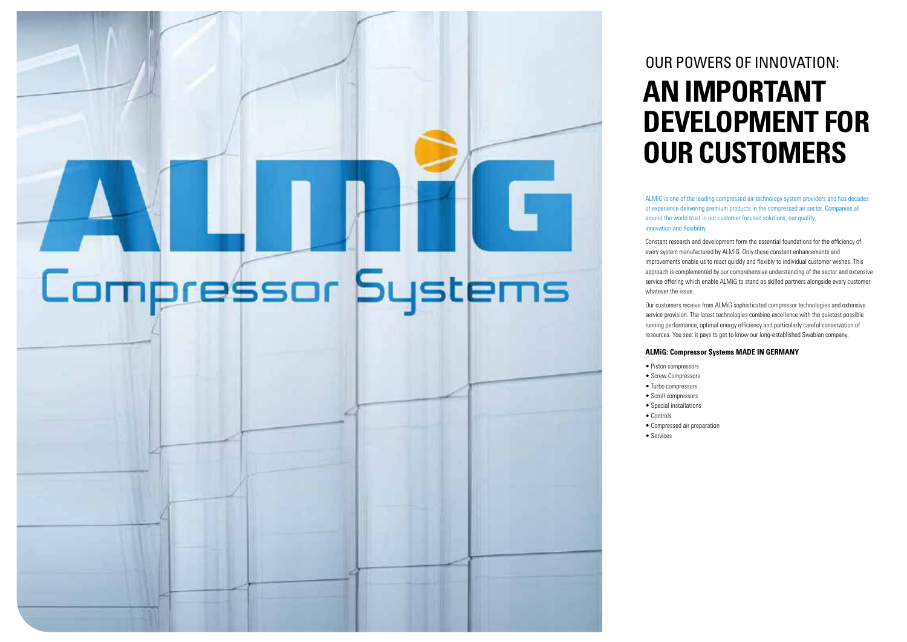OUR POWERS OF INNOVATION:

# AN IMPORTANT DEVELOPMENT FOR OUR CUSTOMERS

ALMiG is one of the leading compressed air technology system providers and has decades of experience delivering premium products in the compressed air sector. Companies all around the world trust in our customer focused solutions, our quality, innovation and flexibility.

Constant research and development form the essential foundations for the efficiency of every system manufactured by ALMiG. Only these constant enhancements and improvements enable us to react quickly and flexibly to individual customer wishes. This approach is complemented by our comprehensive understanding of the sector and extensive service offering which enable ALMiG to stand as skilled partners alongside every customer whatever the issue.

Our customers receive from ALMiG sophisticated compressor technologies and extensive service provision. The latest technologies combine excellence with the quietest possible running performance, optimal energy efficiency and particularly careful conservation of resources. You see: it pays to get to know our long-established Swabian company.

**ALMiG: Compressor Systems MADE IN GERMANY**

- Piston compressors
- Screw Compressors
- Turbo compressors
- Scroll compressors
- Special installations
- Controls
- Compressed air preparation
- Services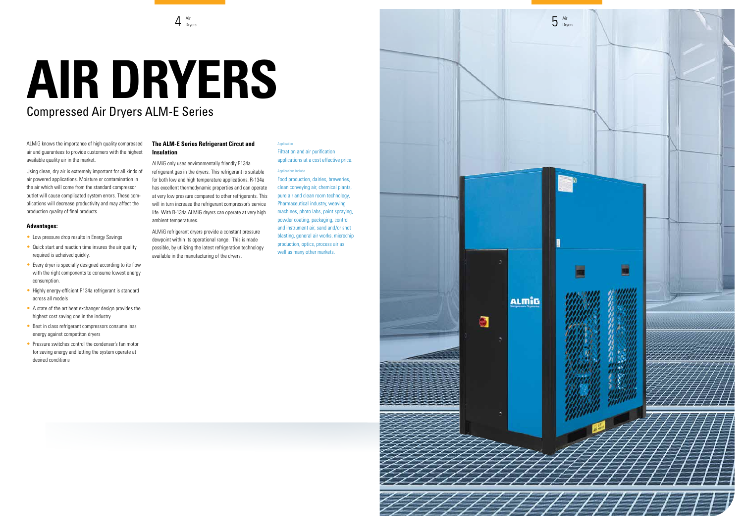# AIR DRYERS

## Compressed Air Dryers ALM-E Series

ALMiG knows the importance of high quality compressed air and guarantees to provide customers with the highest available quality air in the market.

Using clean, dry air is extremely important for all kinds of air powered applications. Moisture or contamination in the air which will come from the standard compressor outlet will cause complicated system errors. These complications will decrease productivity and may affect the production quality of final products.

### Advantages:

- Low pressure drop results in Energy Savings
- Quick start and reaction time insures the air quality required is acheived quickly.
- Every dryer is specially designed according to its flow with the right components to consume lowest energy consumption.
- Highly energy-efficient R134a refrigerant is standard across all models
- A state of the art heat exchanger design provides the highest cost saving one in the industry
- Best in class refrigerant compressors consume less energy against competiton dryers
- Pressure switches control the condenser's fan motor for saving energy and letting the system operate at desired conditions

### The ALM-E Series Refrigerant Circut and Insulation

ALMiG only uses environmentally friendly R134a refrigerant gas in the dryers. This refrigerant is suitable for both low and high temperature applications. R-134a has excellent thermodynamic properties and can operate at very low pressure compared to other refrigerants. This will in turn increase the refrigerant compressor's service life. With R-134a ALMiG dryers can operate at very high ambient temperatures.

ALMiG refrigerant dryers provide a constant pressure dewpoint within its operational range. This is made possible, by utilizing the latest refrigeration technology available in the manufacturing of the dryers.

Application

Filtration and air purification applications at a cost effective price.

Applications Include

Food production, dairies, breweries, clean conveying air, chemical plants, pure air and clean room technology, Pharmaceutical industry, weaving machines, photo labs, paint spraying, powder coating, packaging, control and instrument air, sand and/or shot blasting, general air works, microchip production, optics, process air as well as many other markets.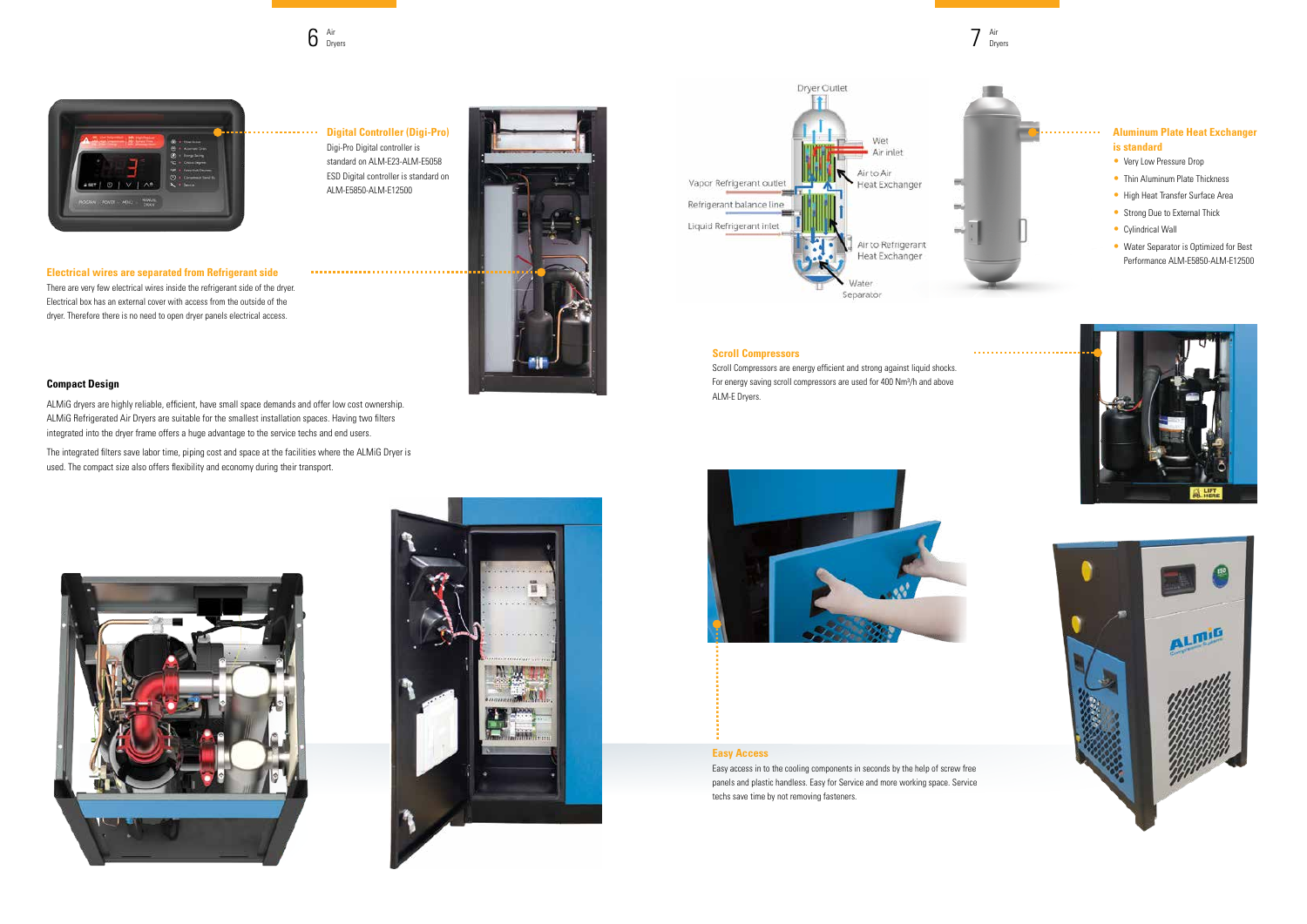## Digital Controller (Digi-Pro)

Digi-Pro Digital controller is standard on ALM-E23-ALM-E5058

ESD Digital controller is standard on ALM-E5850-ALM-E12500

## Electrical wires are separated from Refrigerant side

There are very few electrical wires inside the refrigerant side of the dryer. Electrical box has an external cover with access from the outside of the dryer. Therefore there is no need to open dryer panels electrical access.

### Compact Design

ALMiG dryers are highly reliable, efficient, have small space demands and offer low cost ownership. ALMiG Refrigerated Air Dryers are suitable for the smallest installation spaces. Having two filters integrated into the dryer frame offers a huge advantage to the service techs and end users.

The integrated filters save labor time, piping cost and space at the facilities where the ALMiG Dryer is used. The compact size also offers flexibility and economy during their transport.

Dryer Outlet

Wet Air inlet

Air to Air Heat Exchanger

Vapor Refrigerant outlet

Refrigerant balance line

Liquid Refrigerant inlet

Air to Refrigerant Heat Exchanger

Water Separator

## Aluminum Plate Heat Exchanger is standard

- Very Low Pressure Drop
- Thin Aluminum Plate Thickness
- High Heat Transfer Surface Area
- Strong Due to External Thick
- Cylindrical Wall
- Water Separator is Optimized for Best Performance ALM-E5850-ALM-E12500

## Scroll Compressors

Scroll Compressors are energy efficient and strong against liquid shocks. For energy saving scroll compressors are used for 400 Nm³/h and above ALM-E Dryers.

## Easy Access

Easy access in to the cooling components in seconds by the help of screw free panels and plastic handless. Easy for Service and more working space. Service techs save time by not removing fasteners.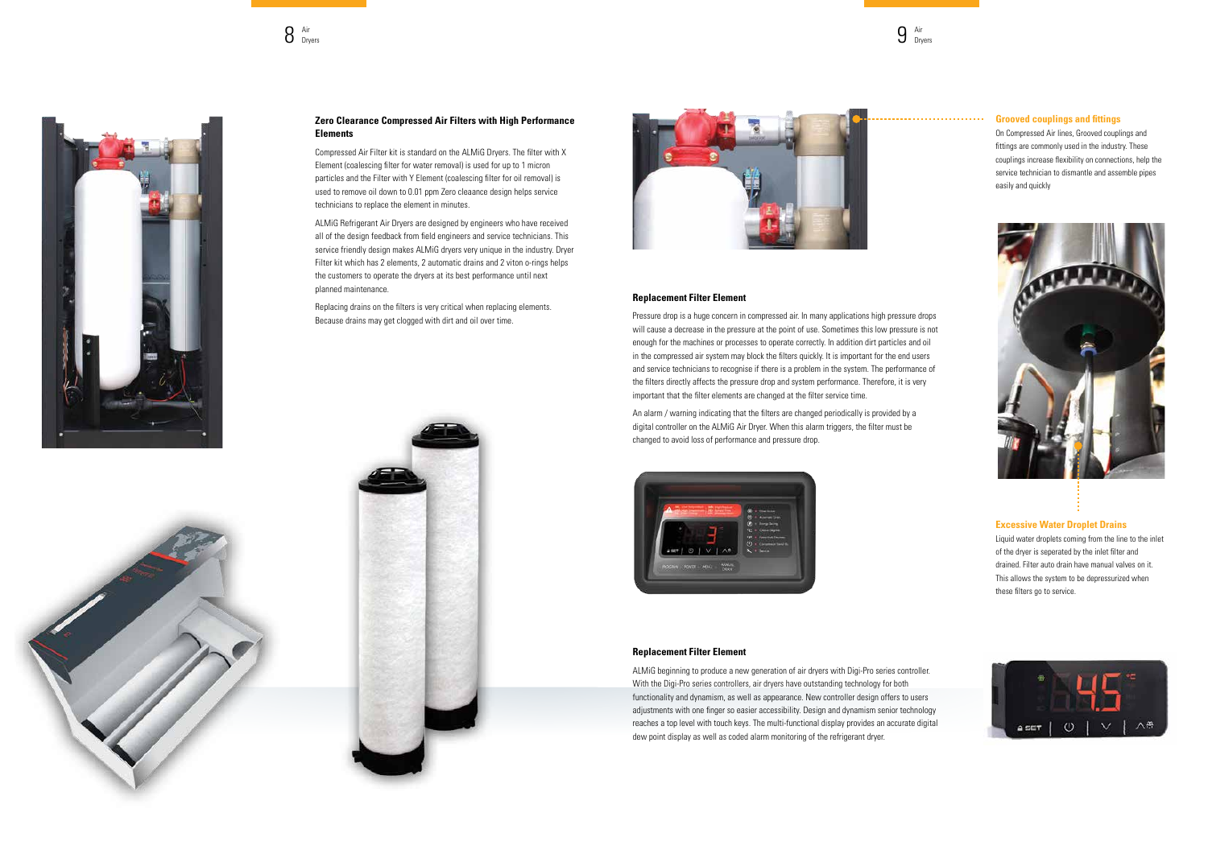## Zero Clearance Compressed Air Filters with High Performance Elements

Compressed Air Filter kit is standard on the ALMiG Dryers. The filter with X Element (coalescing filter for water removal) is used for up to 1 micron particles and the Filter with Y Element (coalescing filter for oil removal) is used to remove oil down to 0.01 ppm Zero cleaance design helps service technicians to replace the element in minutes.

ALMiG Refrigerant Air Dryers are designed by engineers who have received all of the design feedback from field engineers and service technicians. This service friendly design makes ALMiG dryers very unique in the industry. Dryer Filter kit which has 2 elements, 2 automatic drains and 2 viton o-rings helps the customers to operate the dryers at its best performance until next planned maintenance.

Replacing drains on the filters is very critical when replacing elements. Because drains may get clogged with dirt and oil over time.

## Replacement Filter Element

Pressure drop is a huge concern in compressed air. In many applications high pressure drops will cause a decrease in the pressure at the point of use. Sometimes this low pressure is not enough for the machines or processes to operate correctly. In addition dirt particles and oil in the compressed air system may block the filters quickly. It is important for the end users and service technicians to recognise if there is a problem in the system. The performance of the filters directly affects the pressure drop and system performance. Therefore, it is very important that the filter elements are changed at the filter service time.

An alarm / warning indicating that the filters are changed periodically is provided by a digital controller on the ALMiG Air Dryer. When this alarm triggers, the filter must be changed to avoid loss of performance and pressure drop.

## Replacement Filter Element

ALMiG beginning to produce a new generation of air dryers with Digi-Pro series controller. With the Digi-Pro series controllers, air dryers have outstanding technology for both functionality and dynamism, as well as appearance. New controller design offers to users adjustments with one finger so easier accessibility. Design and dynamism senior technology reaches a top level with touch keys. The multi-functional display provides an accurate digital dew point display as well as coded alarm monitoring of the refrigerant dryer.

### Grooved couplings and fittings

On Compressed Air lines, Grooved couplings and fittings are commonly used in the industry. These couplings increase flexibility on connections, help the service technician to dismantle and assemble pipes easily and quickly

### Excessive Water Droplet Drains

Liquid water droplets coming from the line to the inlet of the dryer is seperated by the inlet filter and drained. Filter auto drain have manual valves on it. This allows the system to be depressurized when these filters go to service.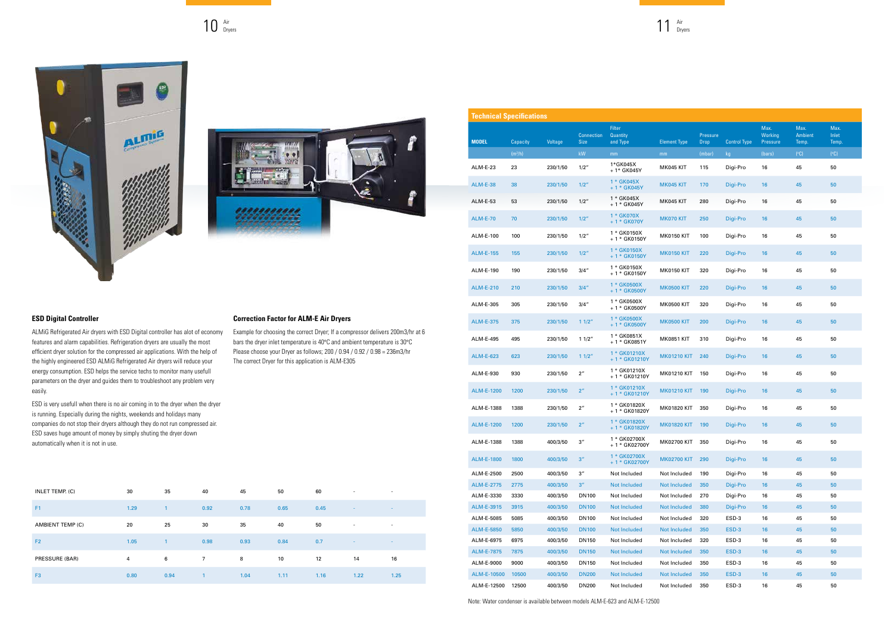### ESD Digital Controller

ALMiG Refrigerated Air dryers with ESD Digital controller has alot of economy features and alarm capabilities. Refrigeration dryers are usually the most efficient dryer solution for the compressed air applications. With the help of the highly engineered ESD ALMiG Refrigerated Air dryers will reduce your energy consumption. ESD helps the service techs to monitor many usefull parameters on the dryer and guides them to troubleshoot any problem very easily.

ESD is very usefull when there is no air coming in to the dryer when the dryer is running. Especially during the nights, weekends and holidays many companies do not stop their dryers although they do not run compressed air. ESD saves huge amount of money by simply shuting the dryer down automatically when it is not in use.

### Correction Factor for ALM-E Air Dryers

Example for choosing the correct Dryer; If a compressor delivers 200m3/hr at 6 bars the dryer inlet temperature is 40°C and ambient temperature is 30°C
Please choose your Dryer as follows; 200 / 0.94 / 0.92 / 0.98 = 236m3/hr
The correct Dryer for this application is ALM-E305

| INLET TEMP. (C) | 30 | 35 | 40 | 45 | 50 | 60 | - | - |
|---|---|---|---|---|---|---|---|---|
| F1 | 1.29 | 1 | 0.92 | 0.78 | 0.65 | 0.45 | - | - |
| AMBIENT TEMP (C) | 20 | 25 | 30 | 35 | 40 | 50 | - | - |
| F2 | 1.05 | 1 | 0.98 | 0.93 | 0.84 | 0.7 | - | - |
| PRESSURE (BAR) | 4 | 6 | 7 | 8 | 10 | 12 | 14 | 16 |
| F3 | 0.80 | 0.94 | 1 | 1.04 | 1.11 | 1.16 | 1.22 | 1.25 |

### Technical Specifications

| MODEL | Capacity | Voltage | Connection Size | Filter Quantity and Type | Element Type | Pressure Drop | Control Type | Max. Working Pressure | Max. Ambient Temp. | Max. Inlet Temp. |
|---|---|---|---|---|---|---|---|---|---|---|
| | (m³/h) | | kW | mm | mm | (mbar) | kg | (bars) | (°C) | (°C) |
| ALM-E-23 | 23 | 230/1/50 | 1/2" | 1*GK045X + 1* GK045Y | MK045 KIT | 115 | Digi-Pro | 16 | 45 | 50 |
| ALM-E-38 | 38 | 230/1/50 | 1/2" | 1 * GK045X + 1 * GK045Y | MK045 KIT | 170 | Digi-Pro | 16 | 45 | 50 |
| ALM-E-53 | 53 | 230/1/50 | 1/2" | 1 * GK045X + 1 * GK045Y | MK045 KIT | 280 | Digi-Pro | 16 | 45 | 50 |
| ALM-E-70 | 70 | 230/1/50 | 1/2" | 1 * GK070X + 1 * GK070Y | MK070 KIT | 250 | Digi-Pro | 16 | 45 | 50 |
| ALM-E-100 | 100 | 230/1/50 | 1/2" | 1 * GK0150X + 1 * GK0150Y | MK0150 KIT | 100 | Digi-Pro | 16 | 45 | 50 |
| ALM-E-155 | 155 | 230/1/50 | 1/2" | 1 * GK0150X + 1 * GK0150Y | MK0150 KIT | 220 | Digi-Pro | 16 | 45 | 50 |
| ALM-E-190 | 190 | 230/1/50 | 3/4" | 1 * GK0150X + 1 * GK0150Y | MK0150 KIT | 320 | Digi-Pro | 16 | 45 | 50 |
| ALM-E-210 | 210 | 230/1/50 | 3/4" | 1 * GK0500X + 1 * GK0500Y | MK0500 KIT | 220 | Digi-Pro | 16 | 45 | 50 |
| ALM-E-305 | 305 | 230/1/50 | 3/4" | 1 * GK0500X + 1 * GK0500Y | MK0500 KIT | 320 | Digi-Pro | 16 | 45 | 50 |
| ALM-E-375 | 375 | 230/1/50 | 1 1/2" | 1 * GK0500X + 1 * GK0500Y | MK0500 KIT | 200 | Digi-Pro | 16 | 45 | 50 |
| ALM-E-495 | 495 | 230/1/50 | 1 1/2" | 1 * GK0851X + 1 * GK0851Y | MK0851 KIT | 310 | Digi-Pro | 16 | 45 | 50 |
| ALM-E-623 | 623 | 230/1/50 | 1 1/2" | 1 * GK01210X + 1 * GK01210Y | MK01210 KIT | 240 | Digi-Pro | 16 | 45 | 50 |
| ALM-E-930 | 930 | 230/1/50 | 2" | 1 * GK01210X + 1 * GK01210Y | MK01210 KIT | 150 | Digi-Pro | 16 | 45 | 50 |
| ALM-E-1200 | 1200 | 230/1/50 | 2" | 1 * GK01210X + 1 * GK01210Y | MK01210 KIT | 190 | Digi-Pro | 16 | 45 | 50 |
| ALM-E-1388 | 1388 | 230/1/50 | 2" | 1 * GK01820X + 1 * GK01820Y | MK01820 KIT | 350 | Digi-Pro | 16 | 45 | 50 |
| ALM-E-1200 | 1200 | 230/1/50 | 2" | 1 * GK01820X + 1 * GK01820Y | MK01820 KIT | 190 | Digi-Pro | 16 | 45 | 50 |
| ALM-E-1388 | 1388 | 400/3/50 | 3" | 1 * GK02700X + 1 * GK02700Y | MK02700 KIT | 350 | Digi-Pro | 16 | 45 | 50 |
| ALM-E-1800 | 1800 | 400/3/50 | 3" | 1 * GK02700X + 1 * GK02700Y | MK02700 KIT | 290 | Digi-Pro | 16 | 45 | 50 |
| ALM-E-2500 | 2500 | 400/3/50 | 3" | Not Included | Not Included | 190 | Digi-Pro | 16 | 45 | 50 |
| ALM-E-2775 | 2775 | 400/3/50 | 3" | Not Included | Not Included | 350 | Digi-Pro | 16 | 45 | 50 |
| ALM-E-3330 | 3330 | 400/3/50 | DN100 | Not Included | Not Included | 270 | Digi-Pro | 16 | 45 | 50 |
| ALM-E-3915 | 3915 | 400/3/50 | DN100 | Not Included | Not Included | 380 | Digi-Pro | 16 | 45 | 50 |
| ALM-E-5085 | 5085 | 400/3/50 | DN100 | Not Included | Not Included | 320 | ESD-3 | 16 | 45 | 50 |
| ALM-E-5850 | 5850 | 400/3/50 | DN100 | Not Included | Not Included | 350 | ESD-3 | 16 | 45 | 50 |
| ALM-E-6975 | 6975 | 400/3/50 | DN150 | Not Included | Not Included | 320 | ESD-3 | 16 | 45 | 50 |
| ALM-E-7875 | 7875 | 400/3/50 | DN150 | Not Included | Not Included | 350 | ESD-3 | 16 | 45 | 50 |
| ALM-E-9000 | 9000 | 400/3/50 | DN150 | Not Included | Not Included | 350 | ESD-3 | 16 | 45 | 50 |
| ALM-E-10500 | 10500 | 400/3/50 | DN200 | Not Included | Not Included | 350 | ESD-3 | 16 | 45 | 50 |
| ALM-E-12500 | 12500 | 400/3/50 | DN200 | Not Included | Not Included | 350 | ESD-3 | 16 | 45 | 50 |

Note: Water condenser is available between models ALM-E-623 and ALM-E-12500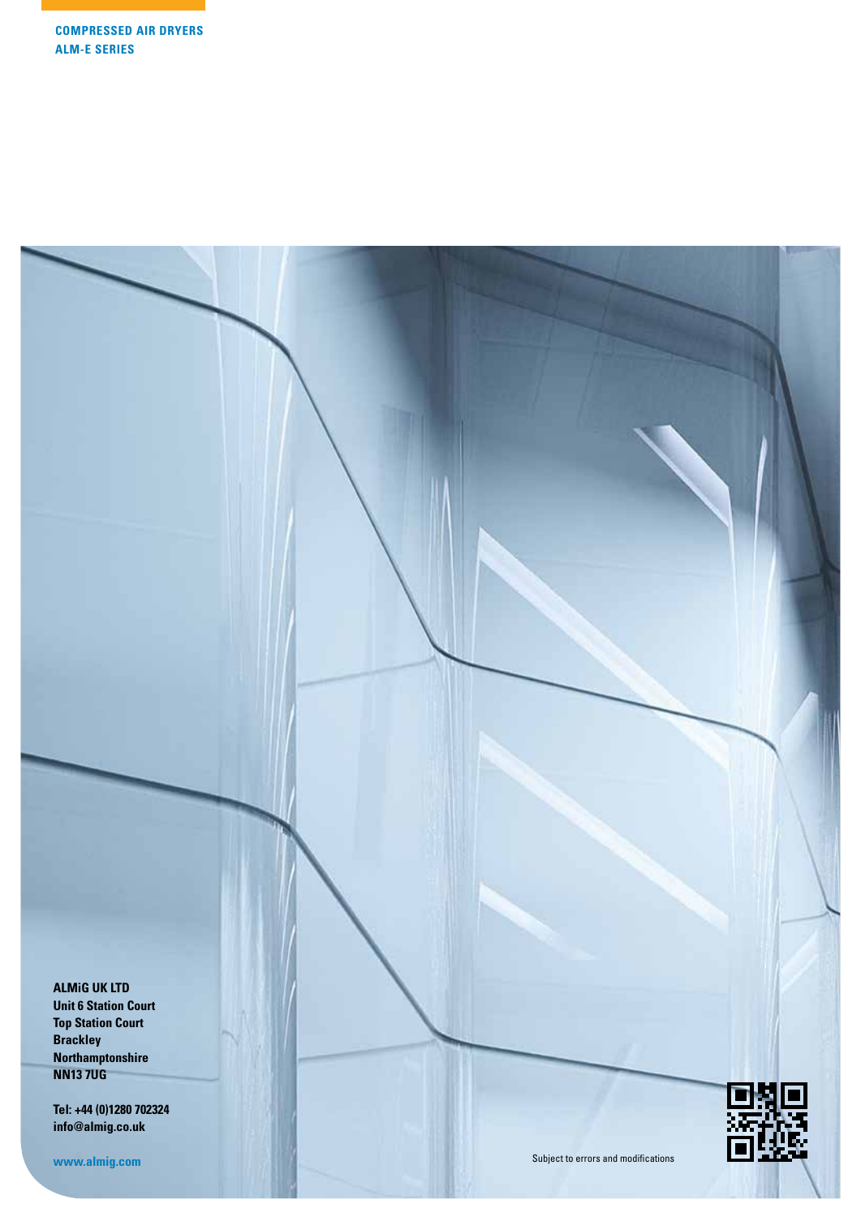**COMPRESSED AIR DRYERS**
**ALM-E SERIES**

**ALMiG UK LTD**
**Unit 6 Station Court**
**Top Station Court**
**Brackley**
**Northamptonshire**
**NN13 7UG**

**Tel: +44 (0)1280 702324**
**info@almig.co.uk**

**www.almig.com**

Subject to errors and modifications